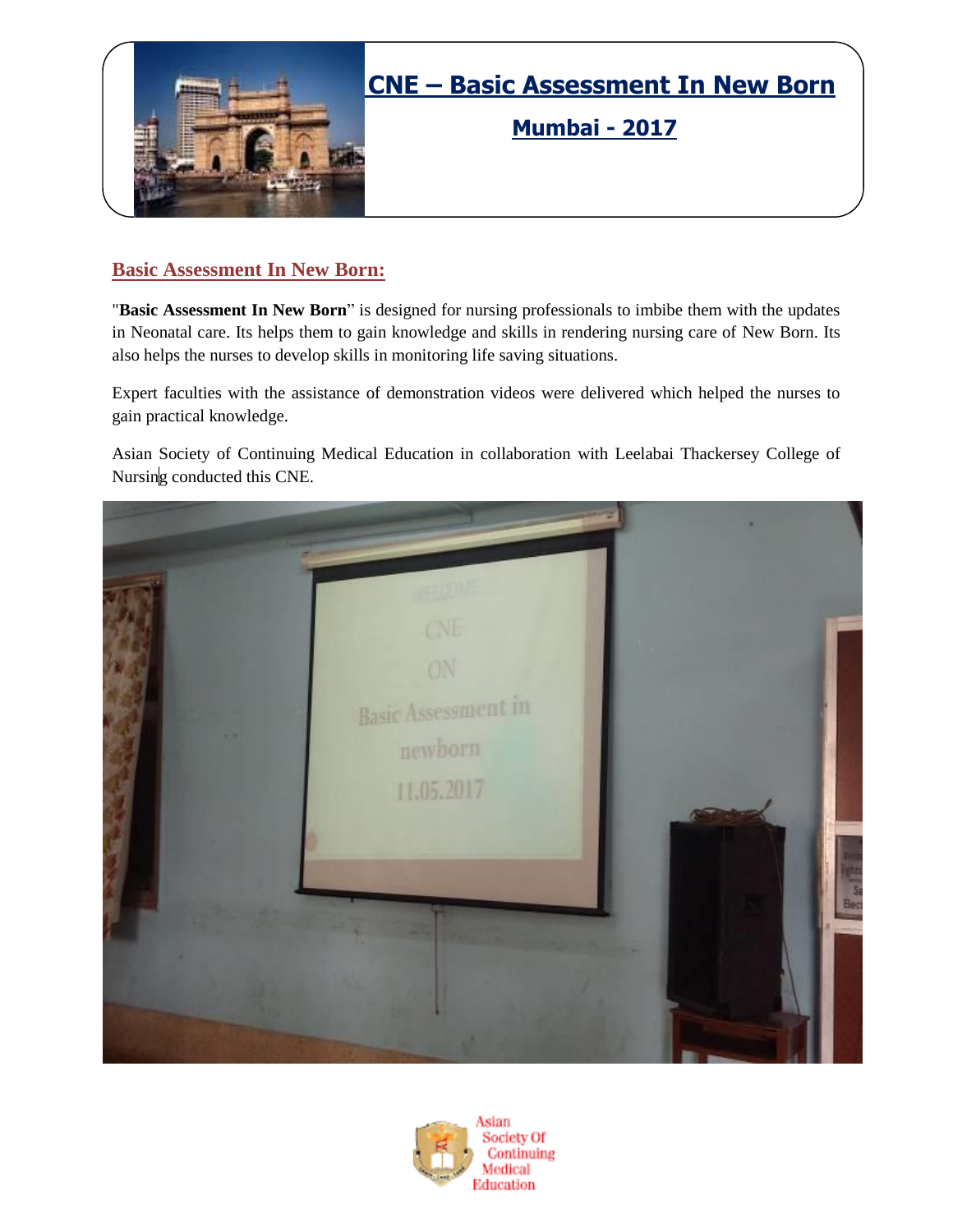# CNE – Basic Assessment In New Born

## Mumbai - 2017

### Basic Assessment In New Born:

"**Basic Assessment In New Born**" is designed for nursing professionals to imbibe them with the updates in Neonatal care. Its helps them to gain knowledge and skills in rendering nursing care of New Born. Its also helps the nurses to develop skills in monitoring life saving situations.

Expert faculties with the assistance of demonstration videos were delivered which helped the nurses to gain practical knowledge.

Asian Society of Continuing Medical Education in collaboration with Leelabai Thackersey College of Nursing conducted this CNE.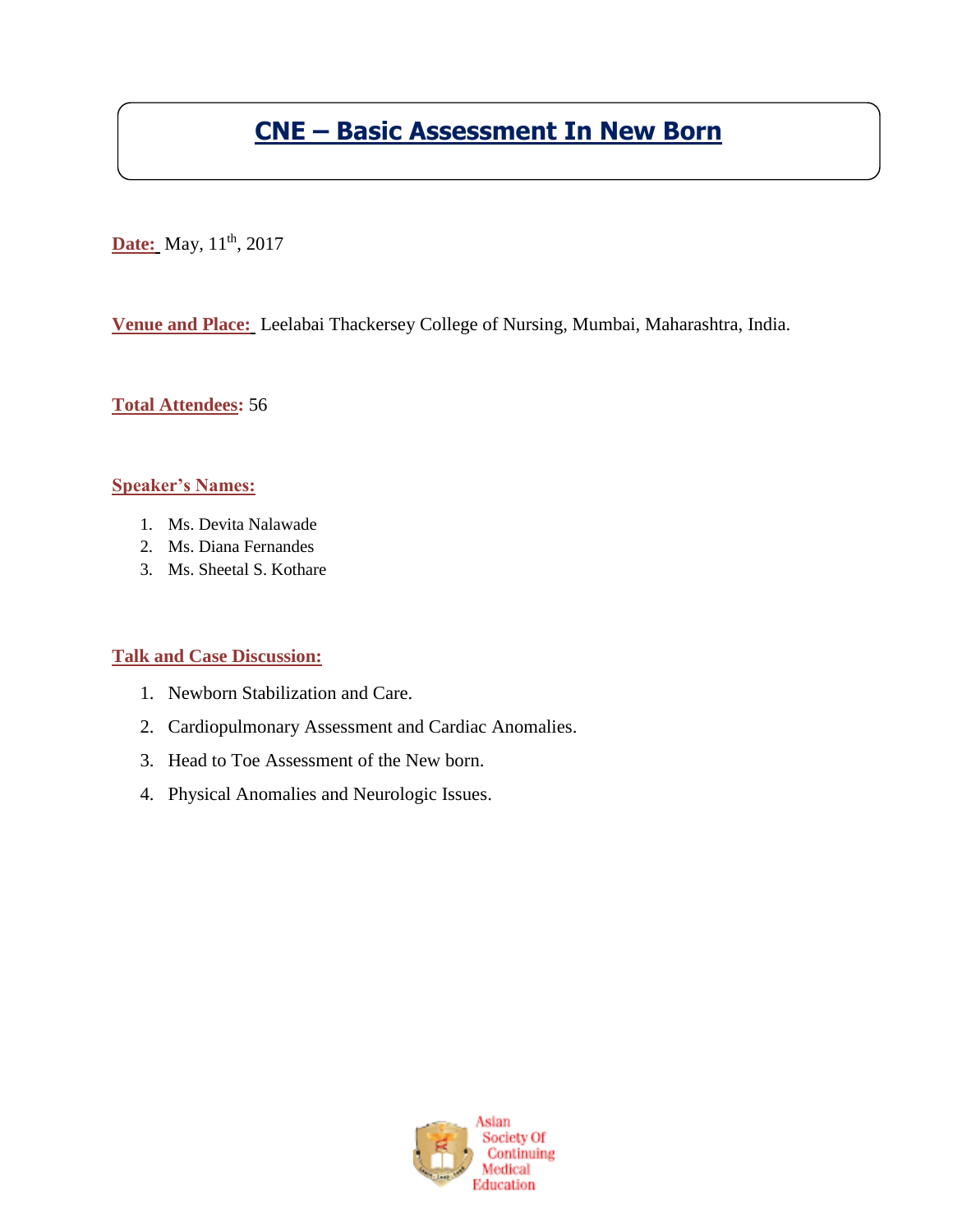# CNE – Basic Assessment In New Born

**Date:** May, 11th, 2017

**Venue and Place:** Leelabai Thackersey College of Nursing, Mumbai, Maharashtra, India.

**Total Attendees:** 56

**Speaker's Names:**

1. Ms. Devita Nalawade
2. Ms. Diana Fernandes
3. Ms. Sheetal S. Kothare

**Talk and Case Discussion:**

1. Newborn Stabilization and Care.
2. Cardiopulmonary Assessment and Cardiac Anomalies.
3. Head to Toe Assessment of the New born.
4. Physical Anomalies and Neurologic Issues.

Asian Society Of Continuing Medical Education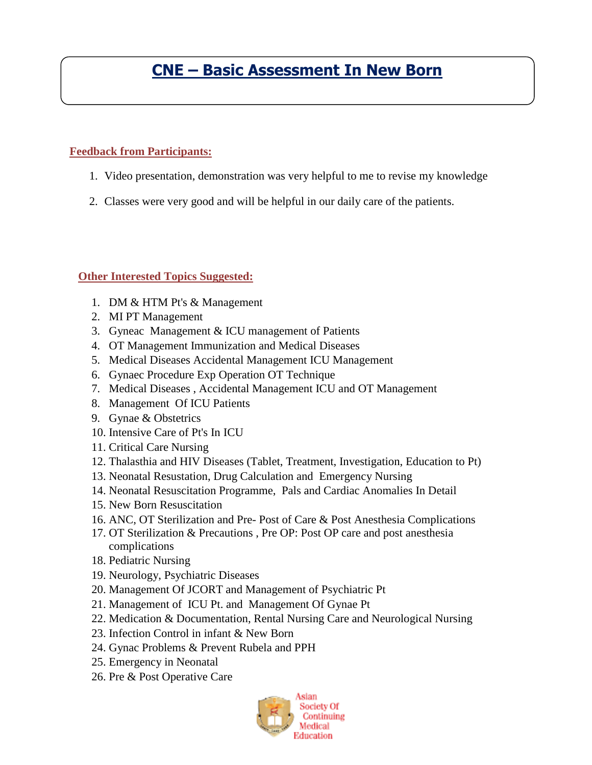# CNE – Basic Assessment In New Born

**Feedback from Participants:**

1. Video presentation, demonstration was very helpful to me to revise my knowledge
2. Classes were very good and will be helpful in our daily care of the patients.

**Other Interested Topics Suggested:**

1. DM & HTM Pt's & Management
2. MI PT Management
3. Gyneac Management & ICU management of Patients
4. OT Management Immunization and Medical Diseases
5. Medical Diseases Accidental Management ICU Management
6. Gynaec Procedure Exp Operation OT Technique
7. Medical Diseases , Accidental Management ICU and OT Management
8. Management Of ICU Patients
9. Gynae & Obstetrics
10. Intensive Care of Pt's In ICU
11. Critical Care Nursing
12. Thalasthia and HIV Diseases (Tablet, Treatment, Investigation, Education to Pt)
13. Neonatal Resustation, Drug Calculation and Emergency Nursing
14. Neonatal Resuscitation Programme, Pals and Cardiac Anomalies In Detail
15. New Born Resuscitation
16. ANC, OT Sterilization and Pre- Post of Care & Post Anesthesia Complications
17. OT Sterilization & Precautions , Pre OP: Post OP care and post anesthesia complications
18. Pediatric Nursing
19. Neurology, Psychiatric Diseases
20. Management Of JCORT and Management of Psychiatric Pt
21. Management of ICU Pt. and Management Of Gynae Pt
22. Medication & Documentation, Rental Nursing Care and Neurological Nursing
23. Infection Control in infant & New Born
24. Gynac Problems & Prevent Rubela and PPH
25. Emergency in Neonatal
26. Pre & Post Operative Care

Asian Society Of Continuing Medical Education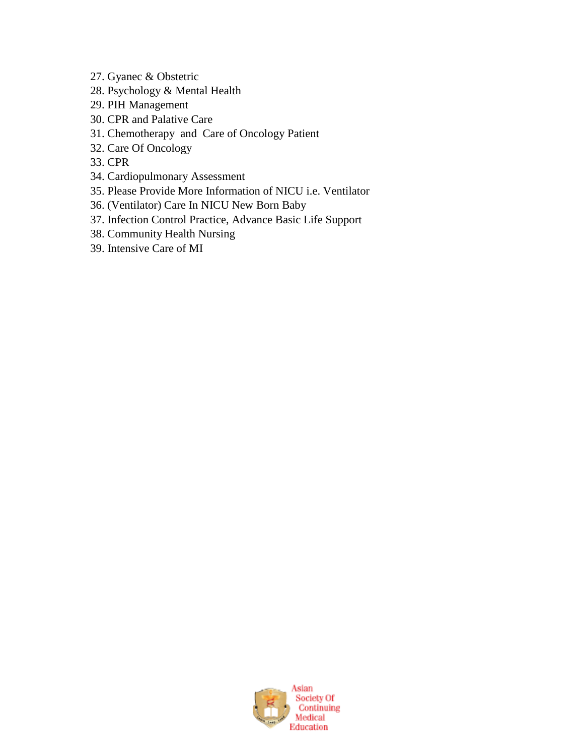27. Gyanec & Obstetric
28. Psychology & Mental Health
29. PIH Management
30. CPR and Palative Care
31. Chemotherapy and Care of Oncology Patient
32. Care Of Oncology
33. CPR
34. Cardiopulmonary Assessment
35. Please Provide More Information of NICU i.e. Ventilator
36. (Ventilator) Care In NICU New Born Baby
37. Infection Control Practice, Advance Basic Life Support
38. Community Health Nursing
39. Intensive Care of MI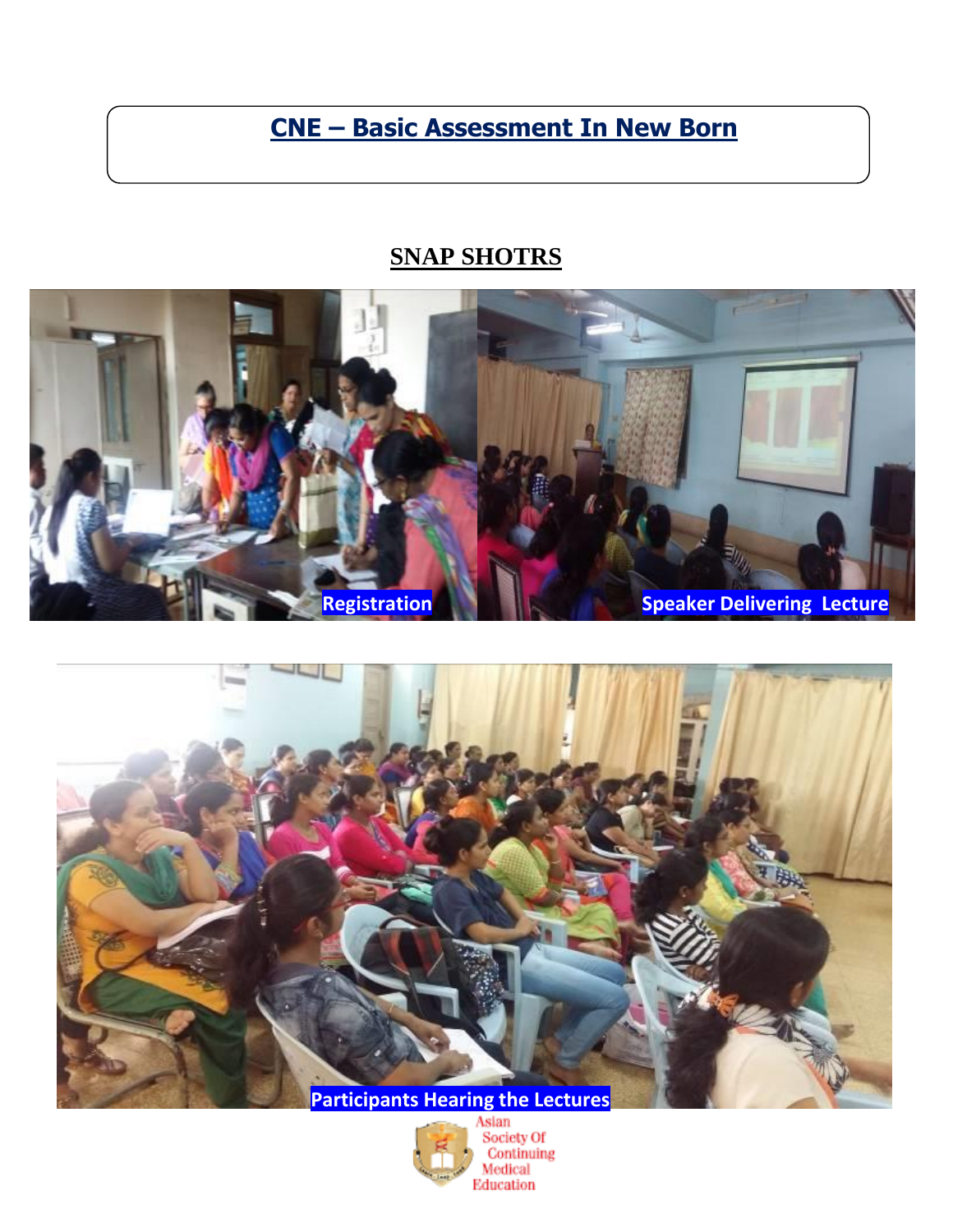# CNE – Basic Assessment In New Born

## SNAP SHOTRS

Registration

Speaker Delivering Lecture

Participants Hearing the Lectures

Asian Society Of Continuing Medical Education